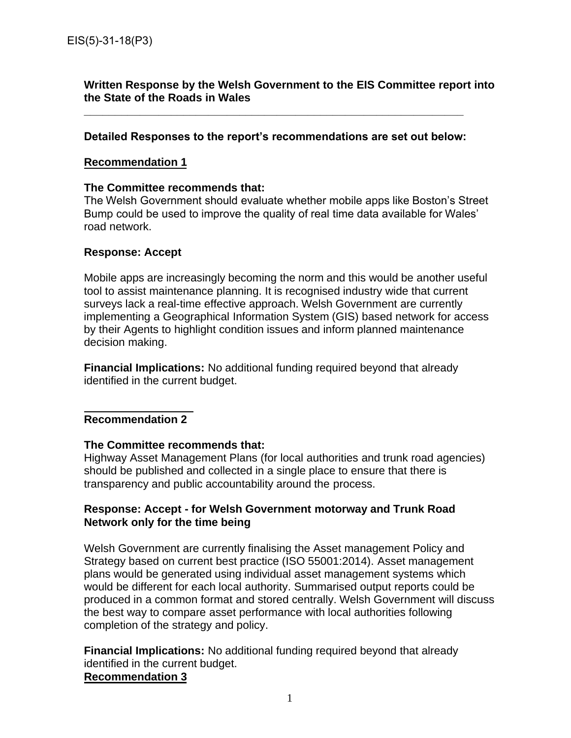EIS(5)-31-18(P3)

**Written Response by the Welsh Government to the EIS Committee report into the State of the Roads in Wales**

---

**Detailed Responses to the report's recommendations are set out below:**

## Recommendation 1

**The Committee recommends that:**
The Welsh Government should evaluate whether mobile apps like Boston's Street Bump could be used to improve the quality of real time data available for Wales' road network.

**Response: Accept**

Mobile apps are increasingly becoming the norm and this would be another useful tool to assist maintenance planning. It is recognised industry wide that current surveys lack a real-time effective approach. Welsh Government are currently implementing a Geographical Information System (GIS) based network for access by their Agents to highlight condition issues and inform planned maintenance decision making.

**Financial Implications:** No additional funding required beyond that already identified in the current budget.

## Recommendation 2

**The Committee recommends that:**
Highway Asset Management Plans (for local authorities and trunk road agencies) should be published and collected in a single place to ensure that there is transparency and public accountability around the process.

**Response: Accept - for Welsh Government motorway and Trunk Road Network only for the time being**

Welsh Government are currently finalising the Asset management Policy and Strategy based on current best practice (ISO 55001:2014). Asset management plans would be generated using individual asset management systems which would be different for each local authority. Summarised output reports could be produced in a common format and stored centrally. Welsh Government will discuss the best way to compare asset performance with local authorities following completion of the strategy and policy.

**Financial Implications:** No additional funding required beyond that already identified in the current budget.

## Recommendation 3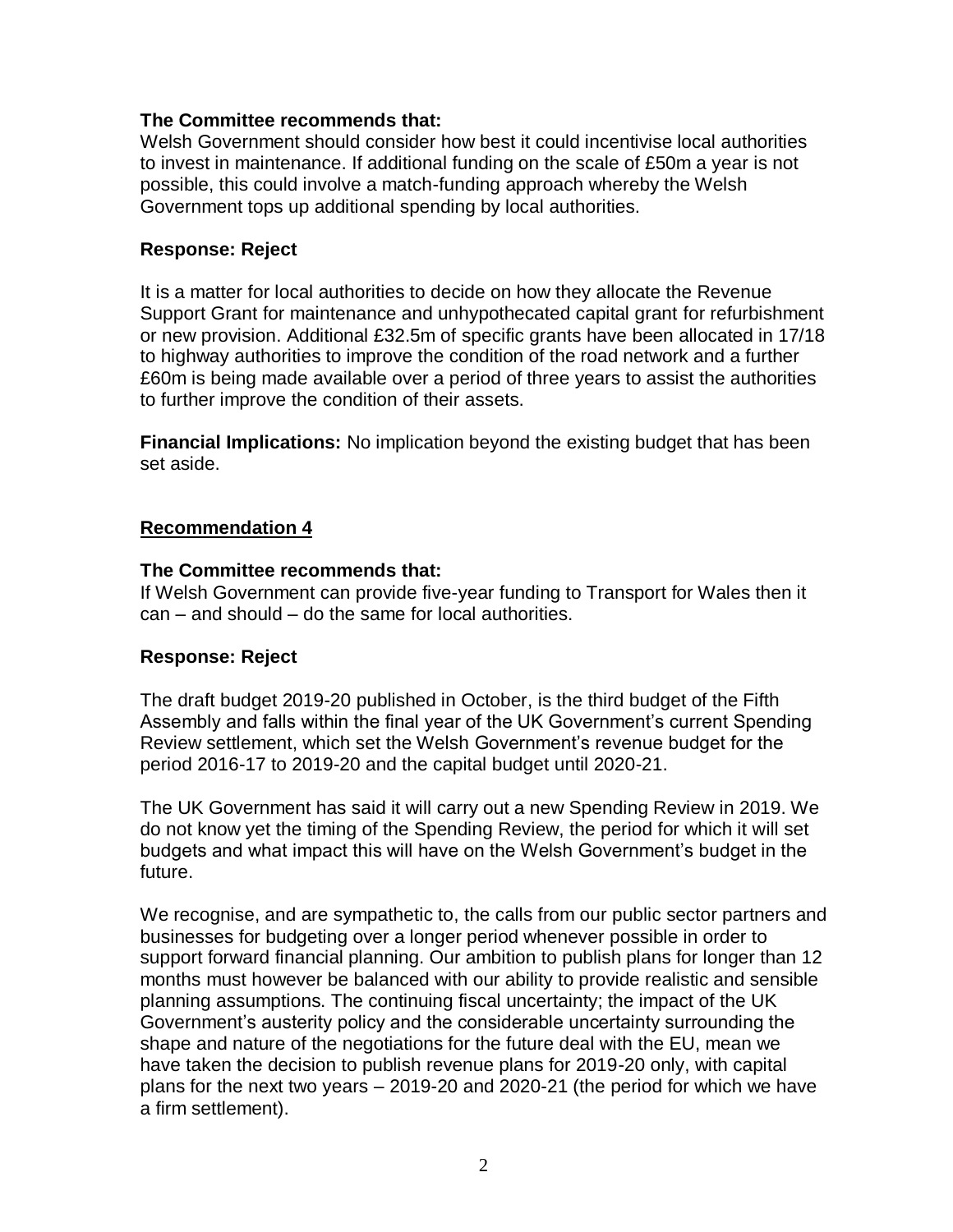**The Committee recommends that:**
Welsh Government should consider how best it could incentivise local authorities to invest in maintenance. If additional funding on the scale of £50m a year is not possible, this could involve a match-funding approach whereby the Welsh Government tops up additional spending by local authorities.

**Response: Reject**

It is a matter for local authorities to decide on how they allocate the Revenue Support Grant for maintenance and unhypothecated capital grant for refurbishment or new provision. Additional £32.5m of specific grants have been allocated in 17/18 to highway authorities to improve the condition of the road network and a further £60m is being made available over a period of three years to assist the authorities to further improve the condition of their assets.

**Financial Implications:** No implication beyond the existing budget that has been set aside.

## Recommendation 4

**The Committee recommends that:**
If Welsh Government can provide five-year funding to Transport for Wales then it can – and should – do the same for local authorities.

**Response: Reject**

The draft budget 2019-20 published in October, is the third budget of the Fifth Assembly and falls within the final year of the UK Government's current Spending Review settlement, which set the Welsh Government's revenue budget for the period 2016-17 to 2019-20 and the capital budget until 2020-21.

The UK Government has said it will carry out a new Spending Review in 2019. We do not know yet the timing of the Spending Review, the period for which it will set budgets and what impact this will have on the Welsh Government's budget in the future.

We recognise, and are sympathetic to, the calls from our public sector partners and businesses for budgeting over a longer period whenever possible in order to support forward financial planning. Our ambition to publish plans for longer than 12 months must however be balanced with our ability to provide realistic and sensible planning assumptions. The continuing fiscal uncertainty; the impact of the UK Government's austerity policy and the considerable uncertainty surrounding the shape and nature of the negotiations for the future deal with the EU, mean we have taken the decision to publish revenue plans for 2019-20 only, with capital plans for the next two years – 2019-20 and 2020-21 (the period for which we have a firm settlement).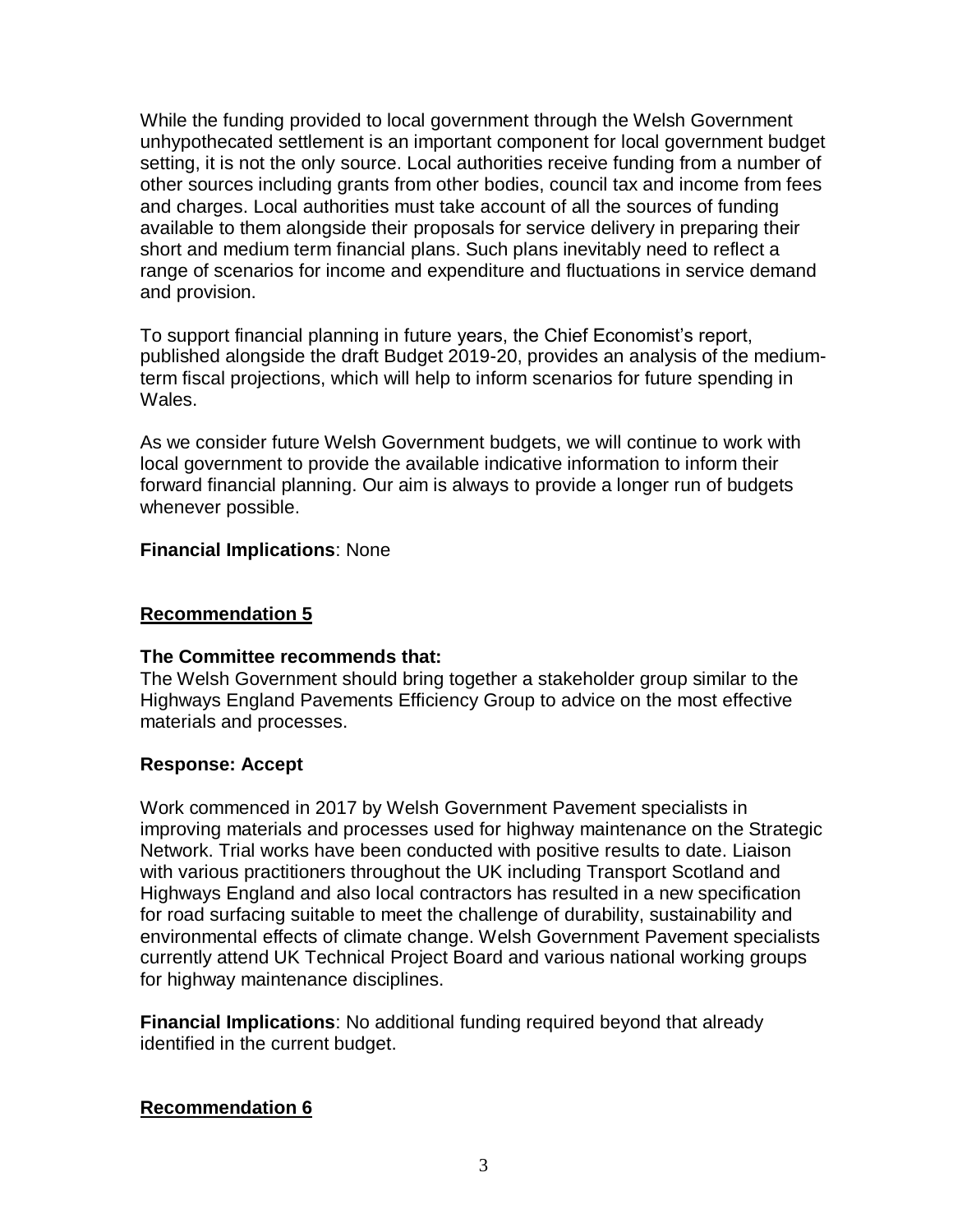While the funding provided to local government through the Welsh Government unhypothecated settlement is an important component for local government budget setting, it is not the only source. Local authorities receive funding from a number of other sources including grants from other bodies, council tax and income from fees and charges. Local authorities must take account of all the sources of funding available to them alongside their proposals for service delivery in preparing their short and medium term financial plans. Such plans inevitably need to reflect a range of scenarios for income and expenditure and fluctuations in service demand and provision.

To support financial planning in future years, the Chief Economist's report, published alongside the draft Budget 2019-20, provides an analysis of the medium-term fiscal projections, which will help to inform scenarios for future spending in Wales.

As we consider future Welsh Government budgets, we will continue to work with local government to provide the available indicative information to inform their forward financial planning. Our aim is always to provide a longer run of budgets whenever possible.

**Financial Implications**: None

## Recommendation 5

**The Committee recommends that:**
The Welsh Government should bring together a stakeholder group similar to the Highways England Pavements Efficiency Group to advice on the most effective materials and processes.

**Response: Accept**

Work commenced in 2017 by Welsh Government Pavement specialists in improving materials and processes used for highway maintenance on the Strategic Network. Trial works have been conducted with positive results to date. Liaison with various practitioners throughout the UK including Transport Scotland and Highways England and also local contractors has resulted in a new specification for road surfacing suitable to meet the challenge of durability, sustainability and environmental effects of climate change. Welsh Government Pavement specialists currently attend UK Technical Project Board and various national working groups for highway maintenance disciplines.

**Financial Implications**: No additional funding required beyond that already identified in the current budget.

## Recommendation 6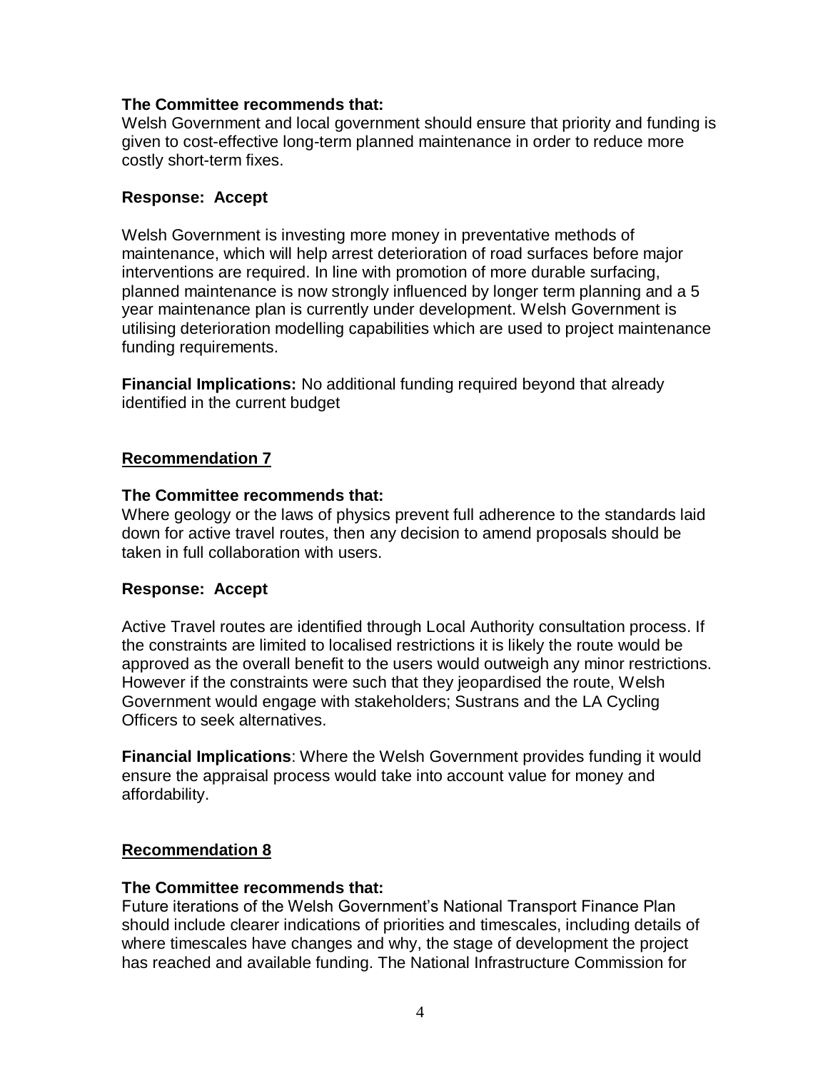**The Committee recommends that:**
Welsh Government and local government should ensure that priority and funding is given to cost-effective long-term planned maintenance in order to reduce more costly short-term fixes.

**Response: Accept**

Welsh Government is investing more money in preventative methods of maintenance, which will help arrest deterioration of road surfaces before major interventions are required. In line with promotion of more durable surfacing, planned maintenance is now strongly influenced by longer term planning and a 5 year maintenance plan is currently under development. Welsh Government is utilising deterioration modelling capabilities which are used to project maintenance funding requirements.

**Financial Implications:** No additional funding required beyond that already identified in the current budget

## Recommendation 7

**The Committee recommends that:**
Where geology or the laws of physics prevent full adherence to the standards laid down for active travel routes, then any decision to amend proposals should be taken in full collaboration with users.

**Response: Accept**

Active Travel routes are identified through Local Authority consultation process. If the constraints are limited to localised restrictions it is likely the route would be approved as the overall benefit to the users would outweigh any minor restrictions. However if the constraints were such that they jeopardised the route, Welsh Government would engage with stakeholders; Sustrans and the LA Cycling Officers to seek alternatives.

**Financial Implications**: Where the Welsh Government provides funding it would ensure the appraisal process would take into account value for money and affordability.

## Recommendation 8

**The Committee recommends that:**
Future iterations of the Welsh Government's National Transport Finance Plan should include clearer indications of priorities and timescales, including details of where timescales have changes and why, the stage of development the project has reached and available funding. The National Infrastructure Commission for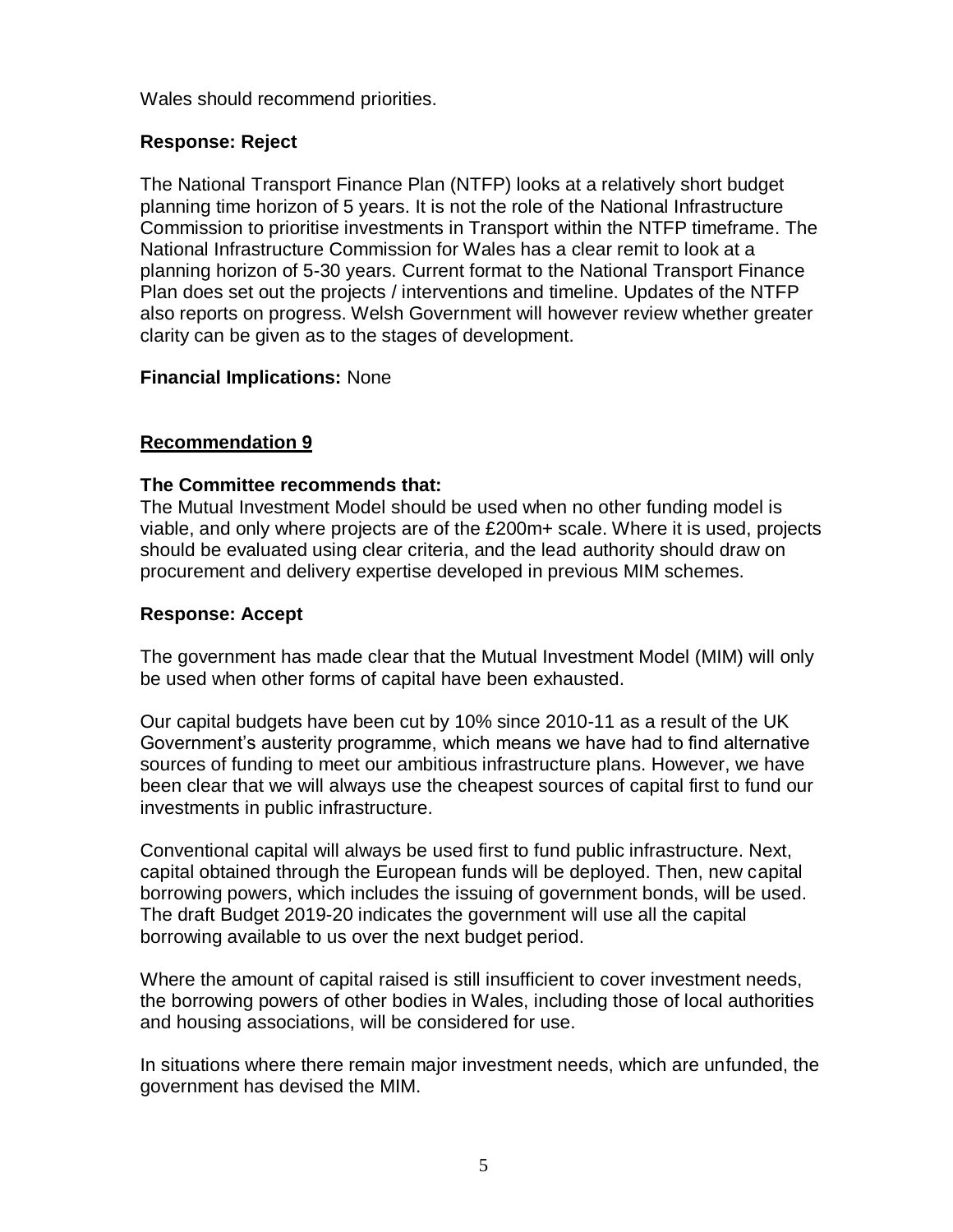Wales should recommend priorities.

**Response: Reject**

The National Transport Finance Plan (NTFP) looks at a relatively short budget planning time horizon of 5 years. It is not the role of the National Infrastructure Commission to prioritise investments in Transport within the NTFP timeframe. The National Infrastructure Commission for Wales has a clear remit to look at a planning horizon of 5-30 years. Current format to the National Transport Finance Plan does set out the projects / interventions and timeline. Updates of the NTFP also reports on progress. Welsh Government will however review whether greater clarity can be given as to the stages of development.

**Financial Implications:** None

**Recommendation 9**

**The Committee recommends that:**
The Mutual Investment Model should be used when no other funding model is viable, and only where projects are of the £200m+ scale. Where it is used, projects should be evaluated using clear criteria, and the lead authority should draw on procurement and delivery expertise developed in previous MIM schemes.

**Response: Accept**

The government has made clear that the Mutual Investment Model (MIM) will only be used when other forms of capital have been exhausted.

Our capital budgets have been cut by 10% since 2010-11 as a result of the UK Government's austerity programme, which means we have had to find alternative sources of funding to meet our ambitious infrastructure plans. However, we have been clear that we will always use the cheapest sources of capital first to fund our investments in public infrastructure.

Conventional capital will always be used first to fund public infrastructure. Next, capital obtained through the European funds will be deployed. Then, new capital borrowing powers, which includes the issuing of government bonds, will be used. The draft Budget 2019-20 indicates the government will use all the capital borrowing available to us over the next budget period.

Where the amount of capital raised is still insufficient to cover investment needs, the borrowing powers of other bodies in Wales, including those of local authorities and housing associations, will be considered for use.

In situations where there remain major investment needs, which are unfunded, the government has devised the MIM.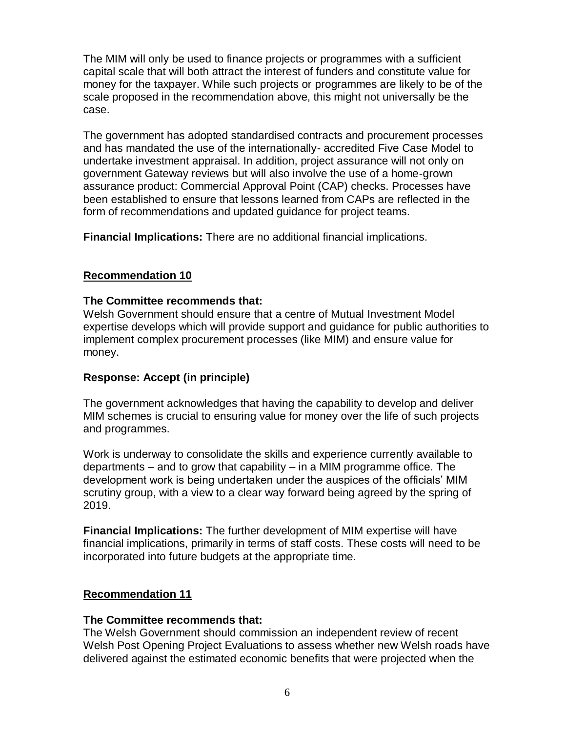The MIM will only be used to finance projects or programmes with a sufficient capital scale that will both attract the interest of funders and constitute value for money for the taxpayer. While such projects or programmes are likely to be of the scale proposed in the recommendation above, this might not universally be the case.

The government has adopted standardised contracts and procurement processes and has mandated the use of the internationally- accredited Five Case Model to undertake investment appraisal. In addition, project assurance will not only on government Gateway reviews but will also involve the use of a home-grown assurance product: Commercial Approval Point (CAP) checks. Processes have been established to ensure that lessons learned from CAPs are reflected in the form of recommendations and updated guidance for project teams.

**Financial Implications:** There are no additional financial implications.

## Recommendation 10

**The Committee recommends that:**
Welsh Government should ensure that a centre of Mutual Investment Model expertise develops which will provide support and guidance for public authorities to implement complex procurement processes (like MIM) and ensure value for money.

**Response: Accept (in principle)**

The government acknowledges that having the capability to develop and deliver MIM schemes is crucial to ensuring value for money over the life of such projects and programmes.

Work is underway to consolidate the skills and experience currently available to departments – and to grow that capability – in a MIM programme office. The development work is being undertaken under the auspices of the officials' MIM scrutiny group, with a view to a clear way forward being agreed by the spring of 2019.

**Financial Implications:** The further development of MIM expertise will have financial implications, primarily in terms of staff costs. These costs will need to be incorporated into future budgets at the appropriate time.

## Recommendation 11

**The Committee recommends that:**
The Welsh Government should commission an independent review of recent Welsh Post Opening Project Evaluations to assess whether new Welsh roads have delivered against the estimated economic benefits that were projected when the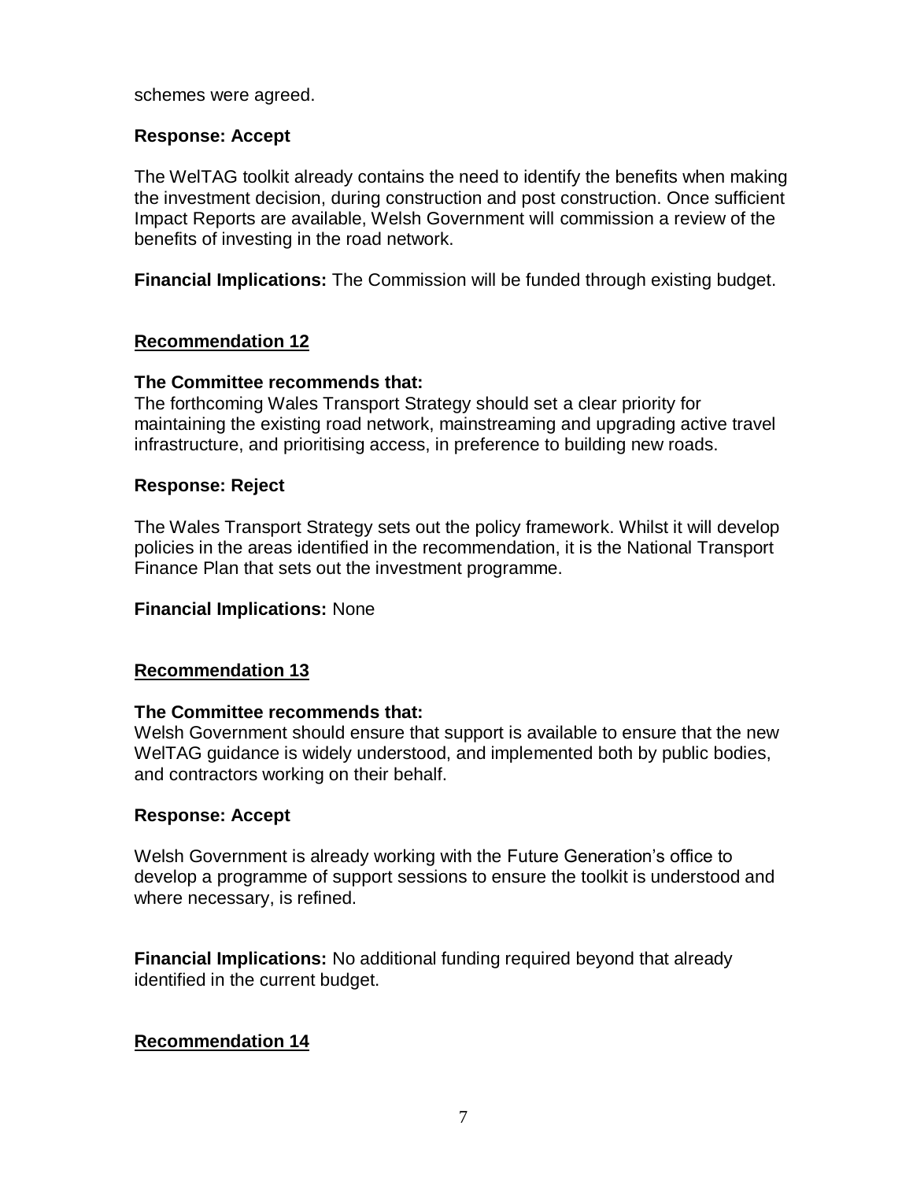schemes were agreed.

**Response: Accept**

The WelTAG toolkit already contains the need to identify the benefits when making the investment decision, during construction and post construction. Once sufficient Impact Reports are available, Welsh Government will commission a review of the benefits of investing in the road network.

**Financial Implications:** The Commission will be funded through existing budget.

## Recommendation 12

**The Committee recommends that:**
The forthcoming Wales Transport Strategy should set a clear priority for maintaining the existing road network, mainstreaming and upgrading active travel infrastructure, and prioritising access, in preference to building new roads.

**Response: Reject**

The Wales Transport Strategy sets out the policy framework. Whilst it will develop policies in the areas identified in the recommendation, it is the National Transport Finance Plan that sets out the investment programme.

**Financial Implications:** None

## Recommendation 13

**The Committee recommends that:**
Welsh Government should ensure that support is available to ensure that the new WelTAG guidance is widely understood, and implemented both by public bodies, and contractors working on their behalf.

**Response: Accept**

Welsh Government is already working with the Future Generation's office to develop a programme of support sessions to ensure the toolkit is understood and where necessary, is refined.

**Financial Implications:** No additional funding required beyond that already identified in the current budget.

## Recommendation 14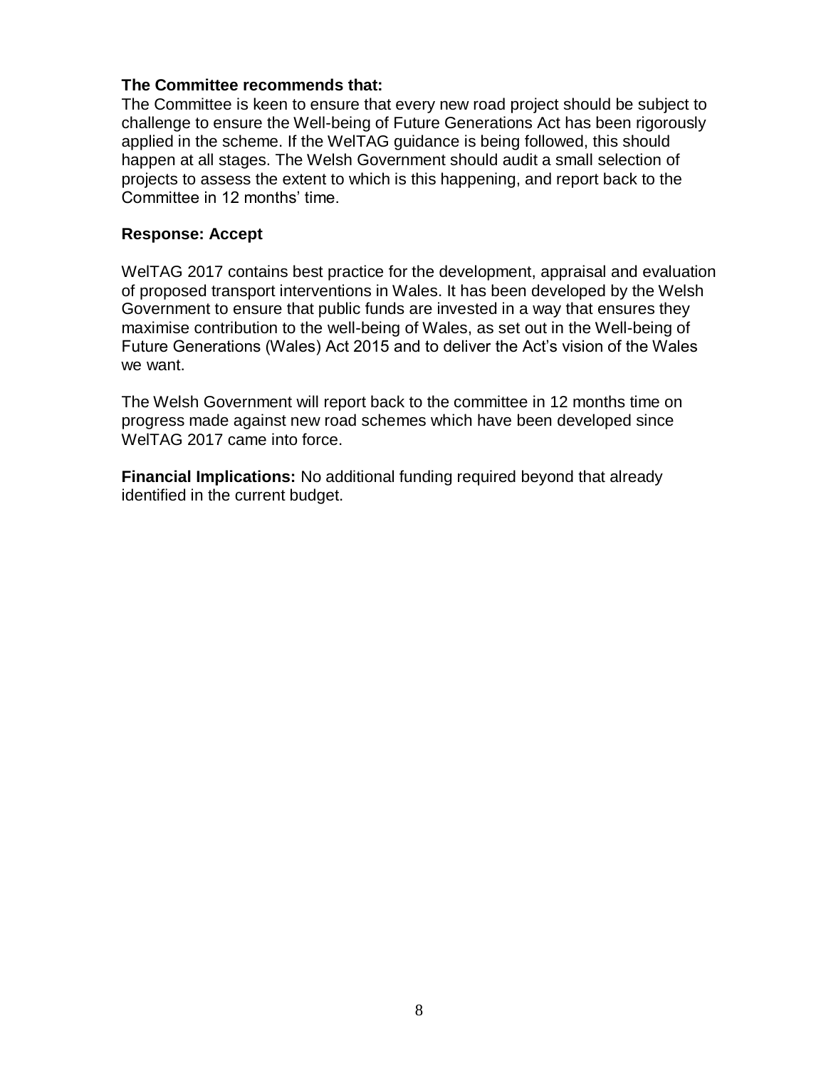**The Committee recommends that:**
The Committee is keen to ensure that every new road project should be subject to challenge to ensure the Well-being of Future Generations Act has been rigorously applied in the scheme. If the WelTAG guidance is being followed, this should happen at all stages. The Welsh Government should audit a small selection of projects to assess the extent to which is this happening, and report back to the Committee in 12 months' time.

**Response: Accept**

WelTAG 2017 contains best practice for the development, appraisal and evaluation of proposed transport interventions in Wales. It has been developed by the Welsh Government to ensure that public funds are invested in a way that ensures they maximise contribution to the well-being of Wales, as set out in the Well-being of Future Generations (Wales) Act 2015 and to deliver the Act's vision of the Wales we want.

The Welsh Government will report back to the committee in 12 months time on progress made against new road schemes which have been developed since WelTAG 2017 came into force.

**Financial Implications:** No additional funding required beyond that already identified in the current budget.